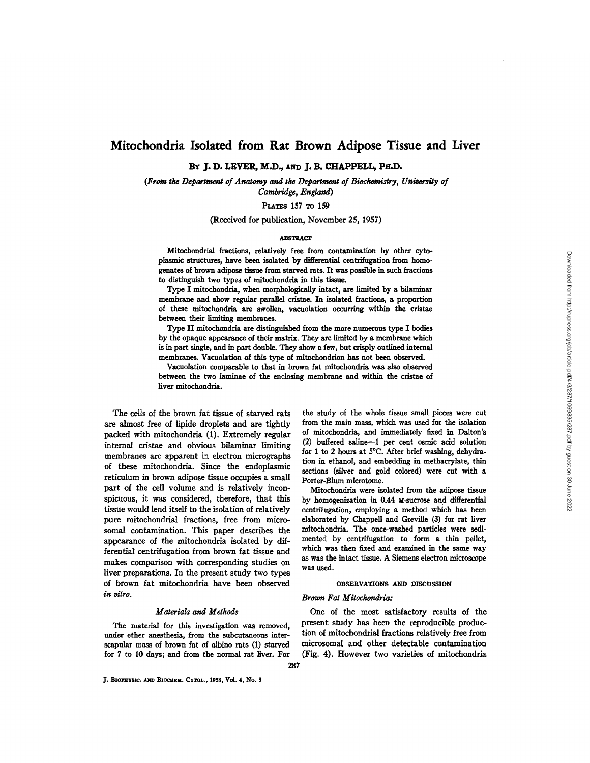# Mitochondria Isolated from Rat Brown Adipose Tissue and Liver

By J. D. LEVER, M.D., AND J. B. CHAPPELL, PH.D.

*(From the Department of Anatomy and the Department of Biochemistry, University of Cambridge, England)*

PLATES 157 TO 159

(Received for publication, November 25, 1957)

## ABSTRACT

Mitochondrial fractions, relatively free from contamination by other cytoplasmic structures, have been isolated by differential centrifugation from homogenates of brown adipose tissue from starved rats. It was possible in such fractions to distinguish two types of mitochondria in this tissue.

Type I mitochondria, when morphologically intact, are limited by a bilaminar membrane and show regular parallel cristae. In isolated fractions, a proportion of these mitochondria are swollen, vacuolation occurring within the cristae between their limiting membranes.

Type II mitochondria are distinguished from the more numerous type I bodies by the opaque appearance of their matrix. They are limited by a membrane which is in part single, and in part double. They show a few, but crisply outlined internal membranes. Vacuolation of this type of mitochondrion has not been observed.

Vacuolation comparable to that in brown fat mitochondria was also observed between the two laminae of the enclosing membrane and within the cristae of liver mitochondria.

The cells of the brown fat tissue of starved rats are almost free of lipide droplets and are tightly packed with mitochondria (1). Extremely regular internal cristae and obvious bilaminar limiting membranes are apparent in electron micrographs of these mitochondria. Since the endoplasmic reticulum in brown adipose tissue occupies a small part of the cell volume and is relatively inconspicuous, it was considered, therefore, that this tissue would lend itself to the isolation of relatively pure mitochondrial fractions, free from microsomal contamination. This paper describes the appearance of the mitochondria isolated by differential centrifugation from brown fat tissue and makes comparison with corresponding studies on liver preparations. In the present study two types of brown fat mitochondria have been observed *in vitro*.

### *Materials and Methods*

The material for this investigation was removed, under ether anesthesia, from the subcutaneous interscapular mass of brown fat of albino rats (1) starved for 7 to 10 days; and from the normal rat liver. For the study of the whole tissue small pieces were cut from the main mass, which was used for the isolation of mitochondria, and immediately fixed in Dalton's (2) buffered saline—1 per cent osmic acid solution for 1 to 2 hours at 5°C. After brief washing, dehydration in ethanol, and embedding in methacrylate, thin sections (silver and gold colored) were cut with a Porter-Blum microtome.

Mitochondria were isolated from the adipose tissue by homogenization in 0.44 M-sucrose and differential centrifugation, employing a method which has been elaborated by Chappell and Greville (3) for rat liver mitochondria. The once-washed particles were sedimented by centrifugation to form a thin pellet, which was then fixed and examined in the same way as was the intact tissue. A Siemens electron microscope was used.

## OBSERVATIONS AND DISCUSSION

### *Brown Fat Mitochondria:*

One of the most satisfactory results of the present study has been the reproducible production of mitochondrial fractions relatively free from microsomal and other detectable contamination (Fig. 4). However two varieties of mitochondria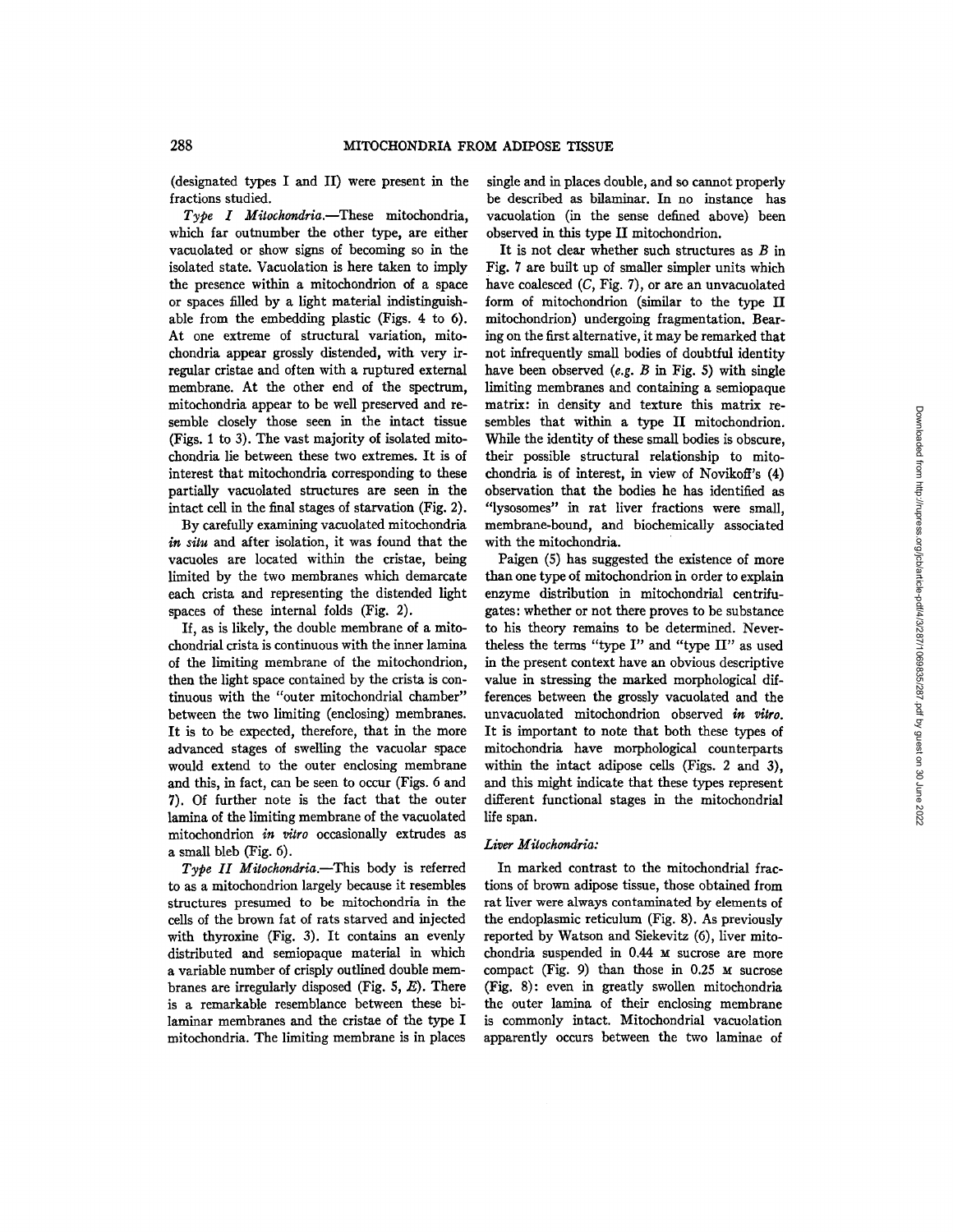(designated types I and II) were present in the fractions studied.

*Type I Mitochondria.*—These mitochondria, which far outnumber the other type, are either vacuolated or show signs of becoming so in the isolated state. Vacuolation is here taken to imply the presence within a mitochondrion of a space or spaces filled by a light material indistinguishable from the embedding plastic (Figs. 4 to 6). At one extreme of structural variation, mitochondria appear grossly distended, with very irregular cristae and often with a ruptured external membrane. At the other end of the spectrum, mitochondria appear to be well preserved and resemble closely those seen in the intact tissue (Figs. 1 to 3). The vast majority of isolated mitochondria lie between these two extremes. It is of interest that mitochondria corresponding to these partially vacuolated structures are seen in the intact cell in the final stages of starvation (Fig. 2).

By carefully examining vacuolated mitochondria *in situ* and after isolation, it was found that the vacuoles are located within the cristae, being limited by the two membranes which demarcate each crista and representing the distended light spaces of these internal folds (Fig. 2).

If, as is likely, the double membrane of a mitochondrial crista is continuous with the inner lamina of the limiting membrane of the mitochondrion, then the light space contained by the crista is continuous with the "outer mitochondrial chamber" between the two limiting (enclosing) membranes. It is to be expected, therefore, that in the more advanced stages of swelling the vacuolar space would extend to the outer enclosing membrane and this, in fact, can be seen to occur (Figs. 6 and 7). Of further note is the fact that the outer lamina of the limiting membrane of the vacuolated mitochondrion *in vitro* occasionally extrudes as a small bleb (Fig. 6).

*Type II Mitochondria.*—This body is referred to as a mitochondrion largely because it resembles structures presumed to be mitochondria in the cells of the brown fat of rats starved and injected with thyroxine (Fig. 3). It contains an evenly distributed and semiopaque material in which a variable number of crisply outlined double membranes are irregularly disposed (Fig. 5, *E*). There is a remarkable resemblance between these bilaminar membranes and the cristae of the type I mitochondria. The limiting membrane is in places single and in places double, and so cannot properly be described as bilaminar. In no instance has vacuolation (in the sense defined above) been observed in this type II mitochondrion.

It is not clear whether such structures as *B* in Fig. 7 are built up of smaller simpler units which have coalesced (*C*, Fig. 7), or are an unvacuolated form of mitochondrion (similar to the type II mitochondrion) undergoing fragmentation. Bearing on the first alternative, it may be remarked that not infrequently small bodies of doubtful identity have been observed (*e.g.* *B* in Fig. 5) with single limiting membranes and containing a semiopaque matrix: in density and texture this matrix resembles that within a type II mitochondrion. While the identity of these small bodies is obscure, their possible structural relationship to mitochondria is of interest, in view of Novikoff's (4) observation that the bodies he has identified as "lysosomes" in rat liver fractions were small, membrane-bound, and biochemically associated with the mitochondria.

Paigen (5) has suggested the existence of more than one type of mitochondrion in order to explain enzyme distribution in mitochondrial centrifugates: whether or not there proves to be substance to his theory remains to be determined. Nevertheless the terms "type I" and "type II" as used in the present context have an obvious descriptive value in stressing the marked morphological differences between the grossly vacuolated and the unvacuolated mitochondrion observed *in vitro*. It is important to note that both these types of mitochondria have morphological counterparts within the intact adipose cells (Figs. 2 and 3), and this might indicate that these types represent different functional stages in the mitochondrial life span.

### *Liver Mitochondria:*

In marked contrast to the mitochondrial fractions of brown adipose tissue, those obtained from rat liver were always contaminated by elements of the endoplasmic reticulum (Fig. 8). As previously reported by Watson and Siekevitz (6), liver mitochondria suspended in 0.44 M sucrose are more compact (Fig. 9) than those in 0.25 M sucrose (Fig. 8): even in greatly swollen mitochondria the outer lamina of their enclosing membrane is commonly intact. Mitochondrial vacuolation apparently occurs between the two laminae of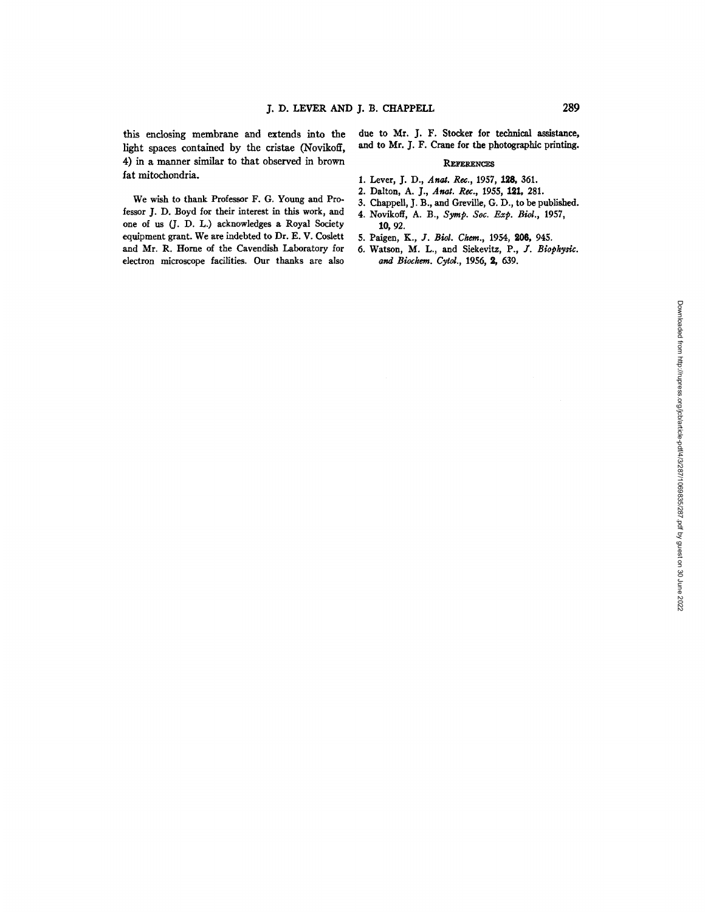this enclosing membrane and extends into the light spaces contained by the cristae (Novikoff, 4) in a manner similar to that observed in brown fat mitochondria.

We wish to thank Professor F. G. Young and Professor J. D. Boyd for their interest in this work, and one of us (J. D. L.) acknowledges a Royal Society equipment grant. We are indebted to Dr. E. V. Coslett and Mr. R. Horne of the Cavendish Laboratory for electron microscope facilities. Our thanks are also due to Mr. J. F. Stocker for technical assistance, and to Mr. J. F. Crane for the photographic printing.

## REFERENCES

1. Lever, J. D., *Anat. Rec.*, 1957, **128**, 361.
2. Dalton, A. J., *Anat. Rec.*, 1955, **121**, 281.
3. Chappell, J. B., and Greville, G. D., to be published.
4. Novikoff, A. B., *Symp. Soc. Exp. Biol.*, 1957, **10**, 92.
5. Paigen, K., *J. Biol. Chem.*, 1954, **206**, 945.
6. Watson, M. L., and Siekevitz, P., *J. Biophysic. and Biochem. Cytol.*, 1956, **2**, 639.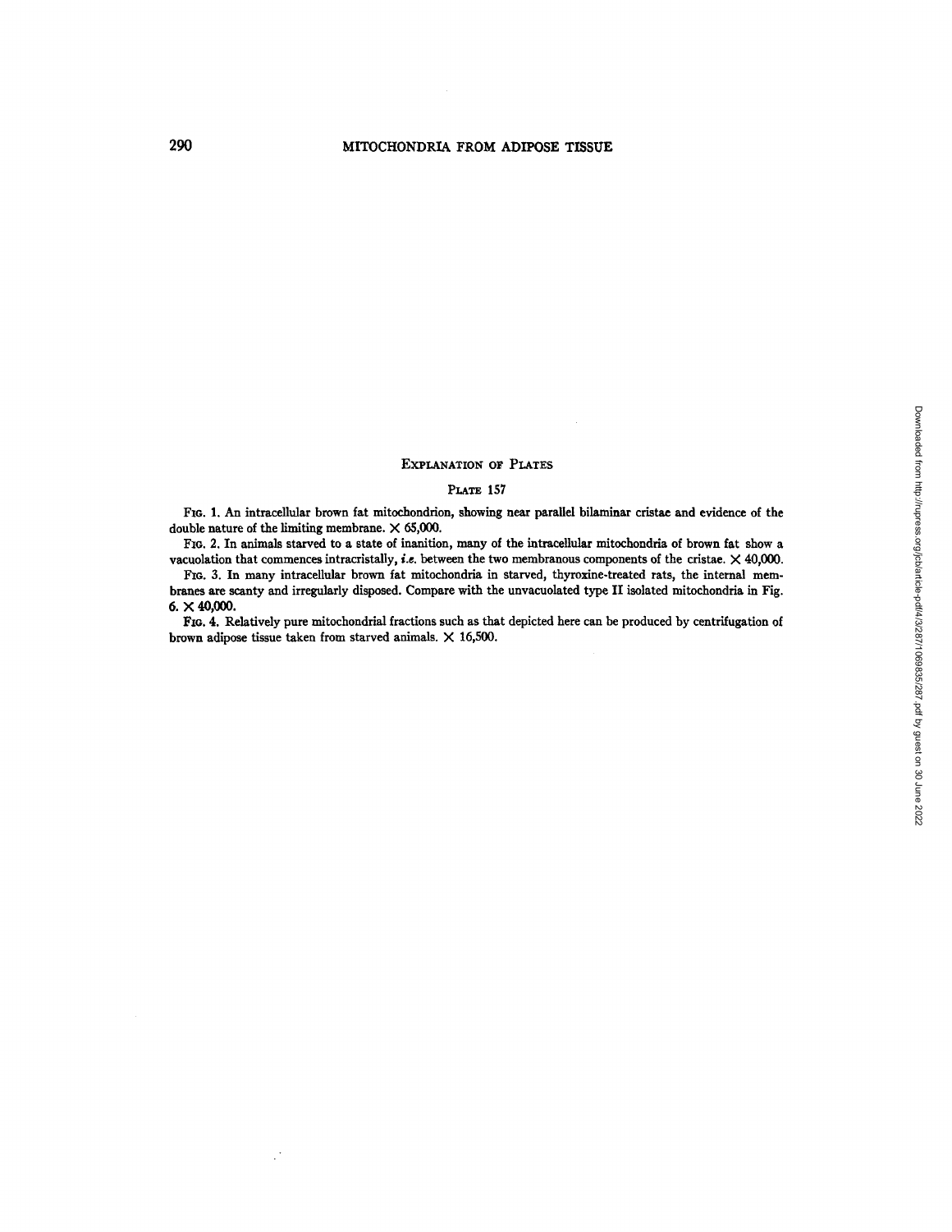## Explanation of Plates

### Plate 157

Fig. 1. An intracellular brown fat mitochondrion, showing near parallel bilaminar cristae and evidence of the double nature of the limiting membrane. × 65,000.

Fig. 2. In animals starved to a state of inanition, many of the intracellular mitochondria of brown fat show a vacuolation that commences intracristally, *i.e.* between the two membranous components of the cristae. × 40,000.

Fig. 3. In many intracellular brown fat mitochondria in starved, thyroxine-treated rats, the internal membranes are scanty and irregularly disposed. Compare with the unvacuolated type II isolated mitochondria in Fig. 6. × 40,000.

Fig. 4. Relatively pure mitochondrial fractions such as that depicted here can be produced by centrifugation of brown adipose tissue taken from starved animals. × 16,500.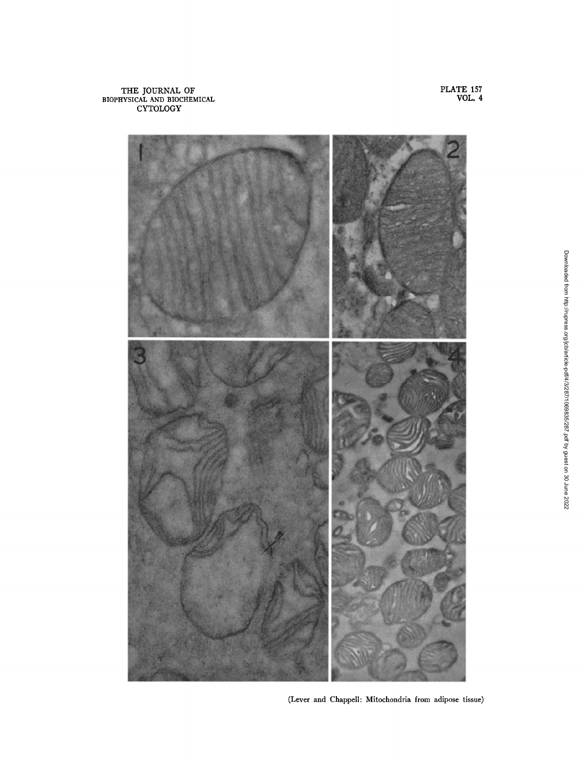(Lever and Chappell: Mitochondria from adipose tissue)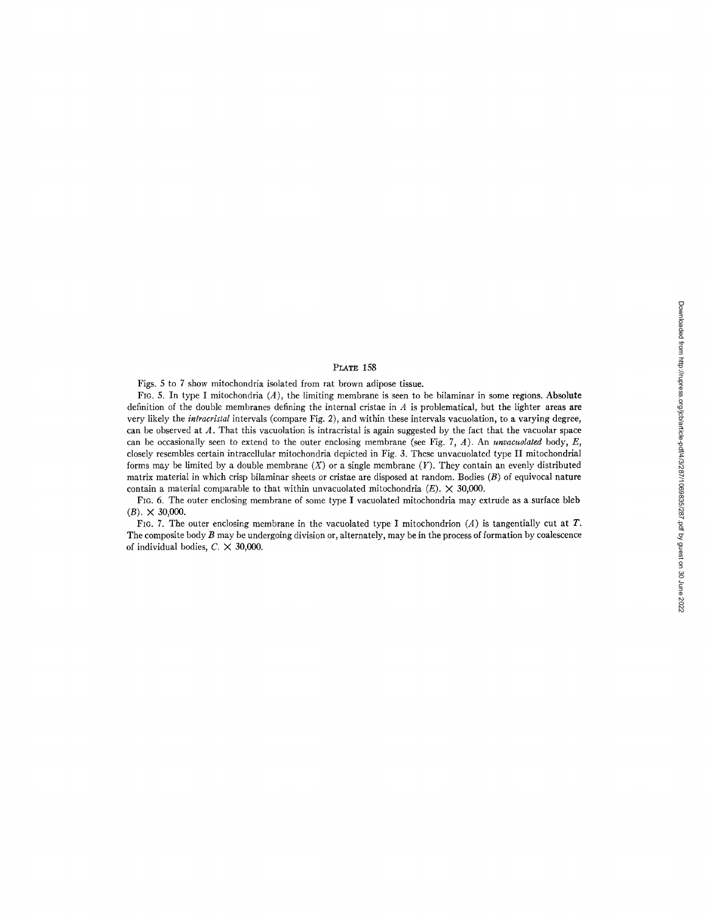# Plate 158

Figs. 5 to 7 show mitochondria isolated from rat brown adipose tissue.

Fig. 5. In type I mitochondria (*A*), the limiting membrane is seen to be bilaminar in some regions. Absolute definition of the double membranes defining the internal cristae in *A* is problematical, but the lighter areas are very likely the *intracristal* intervals (compare Fig. 2), and within these intervals vacuolation, to a varying degree, can be observed at *A*. That this vacuolation is intracristal is again suggested by the fact that the vacuolar space can be occasionally seen to extend to the outer enclosing membrane (see Fig. 7, *A*). An *unvacuolated* body, *E*, closely resembles certain intracellular mitochondria depicted in Fig. 3. These unvacuolated type II mitochondrial forms may be limited by a double membrane (*X*) or a single membrane (*Y*). They contain an evenly distributed matrix material in which crisp bilaminar sheets or cristae are disposed at random. Bodies (*B*) of equivocal nature contain a material comparable to that within unvacuolated mitochondria (*E*). × 30,000.

Fig. 6. The outer enclosing membrane of some type I vacuolated mitochondria may extrude as a surface bleb (*B*). × 30,000.

Fig. 7. The outer enclosing membrane in the vacuolated type I mitochondrion (*A*) is tangentially cut at *T*. The composite body *B* may be undergoing division or, alternately, may be in the process of formation by coalescence of individual bodies, *C*. × 30,000.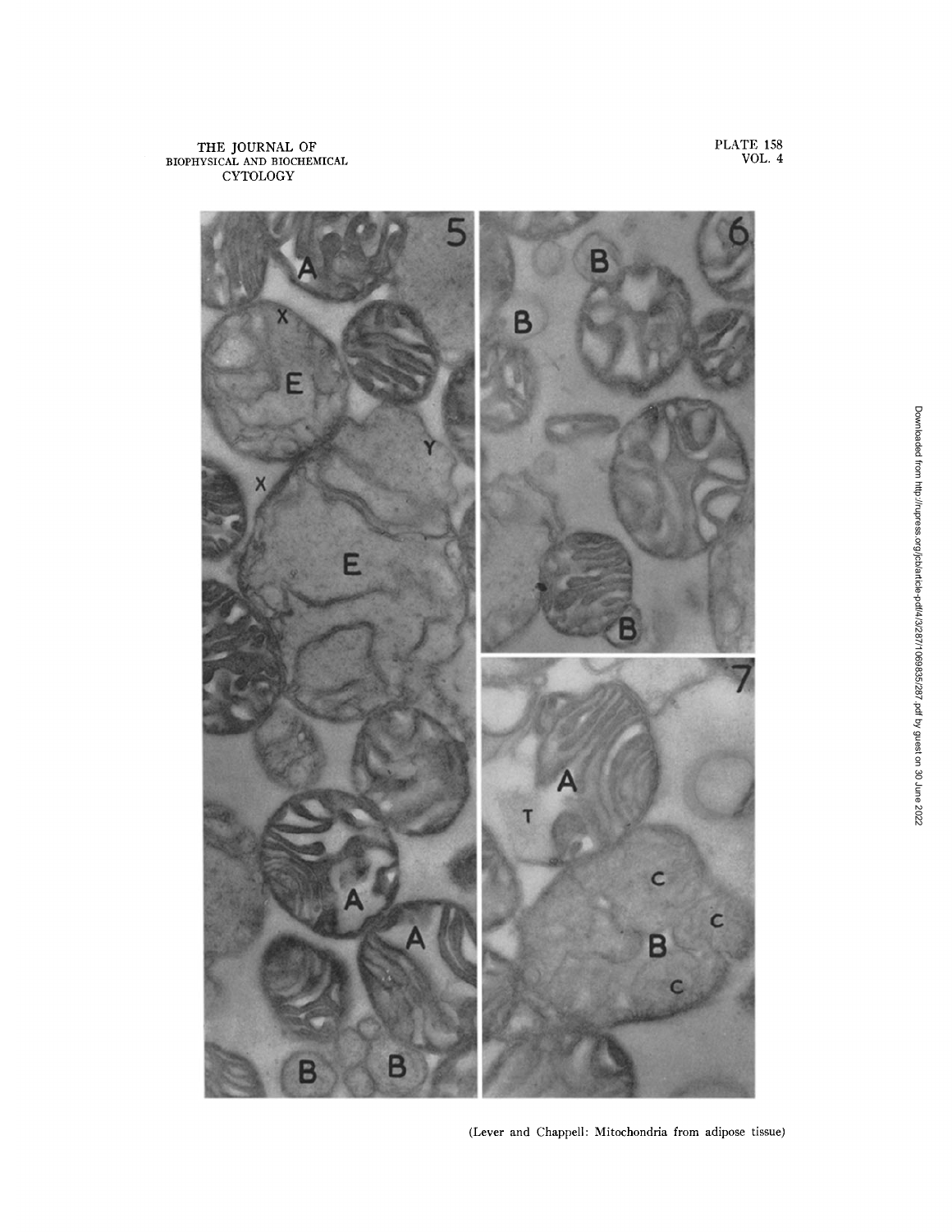(Lever and Chappell: Mitochondria from adipose tissue)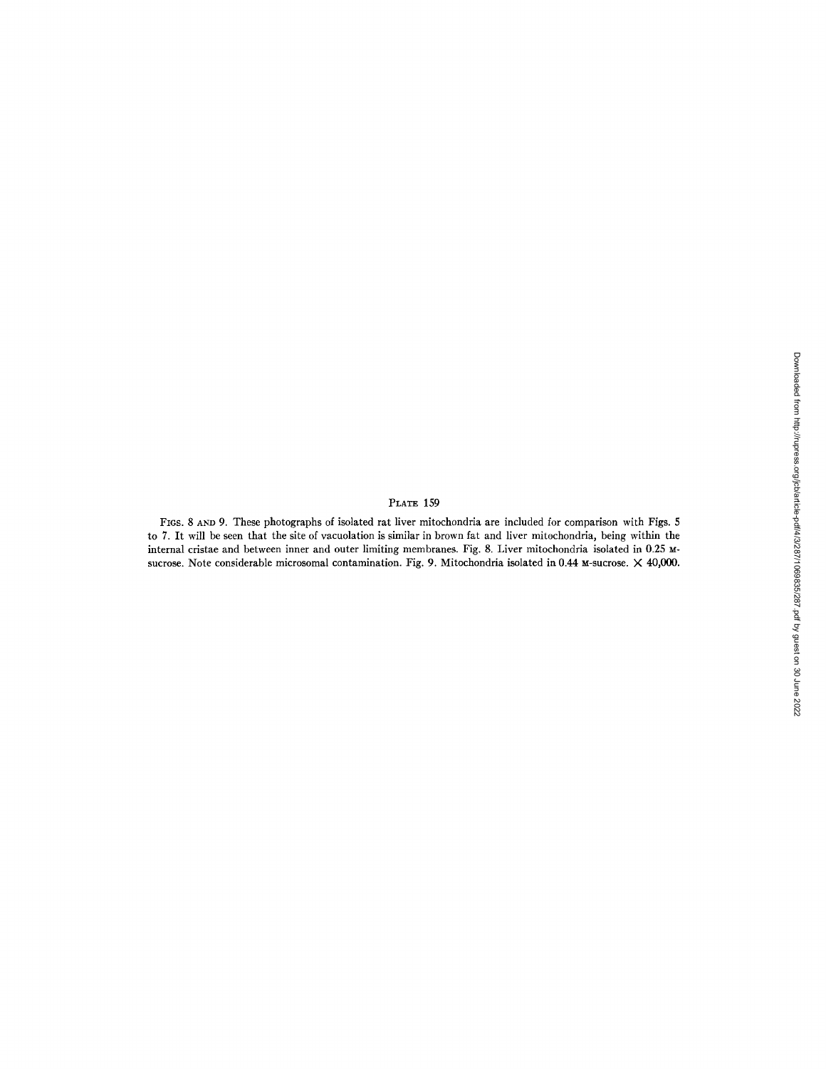PLATE 159

FIGS. 8 AND 9. These photographs of isolated rat liver mitochondria are included for comparison with Figs. 5 to 7. It will be seen that the site of vacuolation is similar in brown fat and liver mitochondria, being within the internal cristae and between inner and outer limiting membranes. Fig. 8. Liver mitochondria isolated in 0.25 M-sucrose. Note considerable microsomal contamination. Fig. 9. Mitochondria isolated in 0.44 M-sucrose. × 40,000.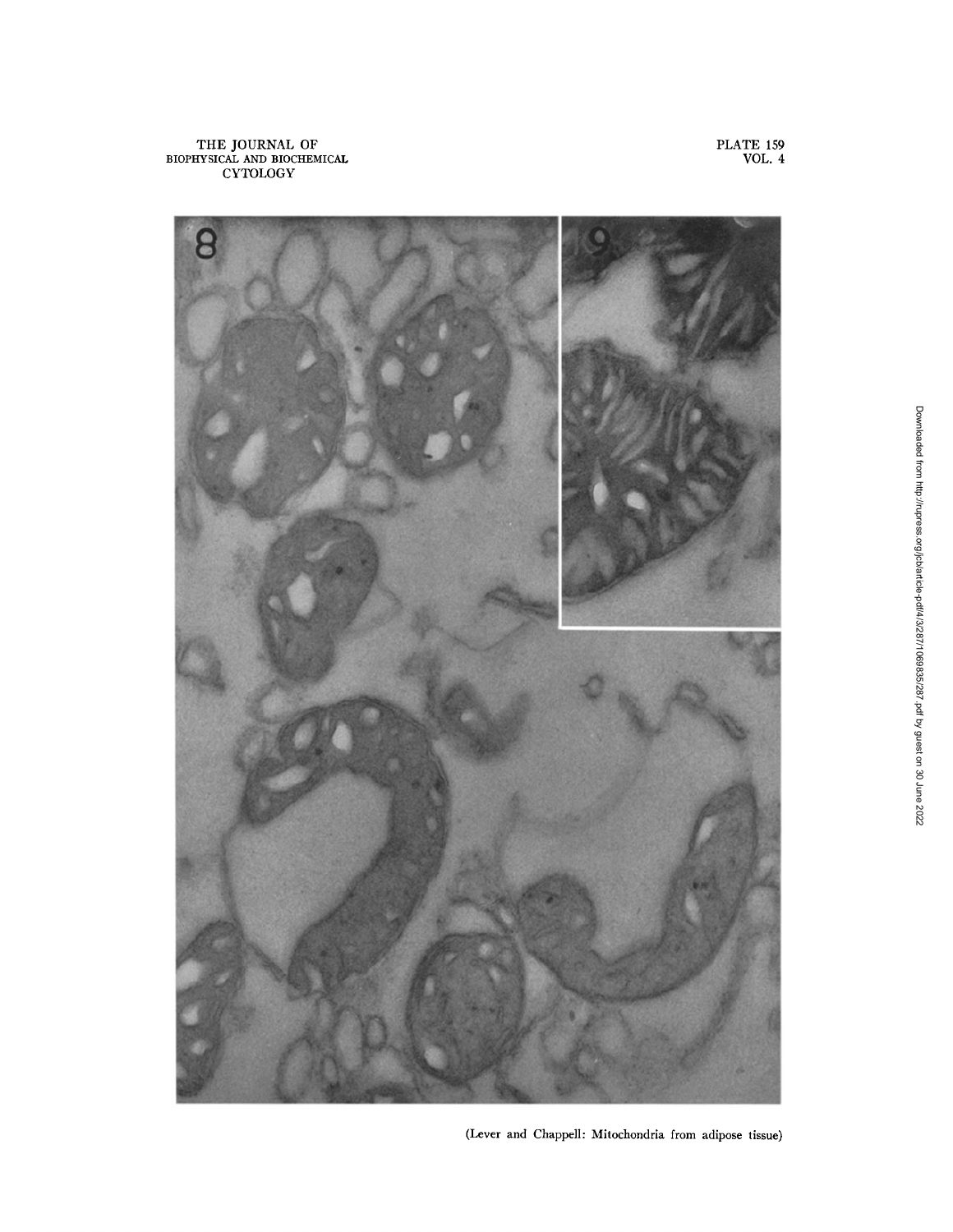(Lever and Chappell: Mitochondria from adipose tissue)